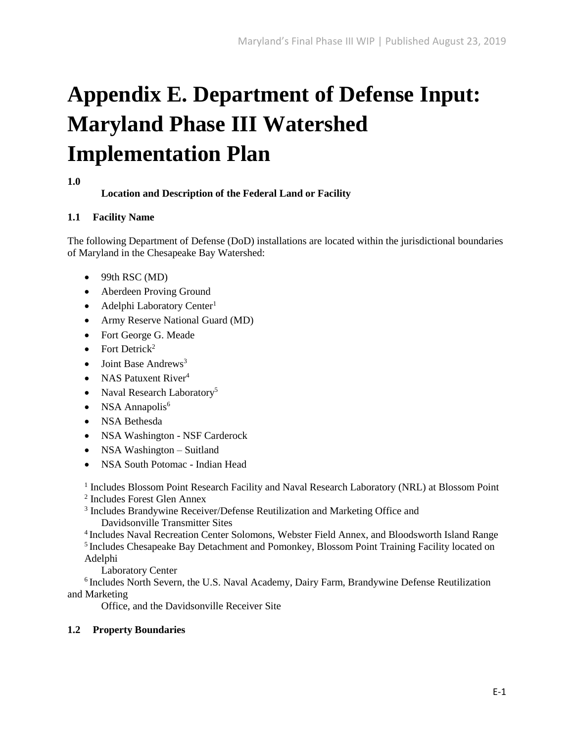# Appendix E. Department of Defense Input: Maryland Phase III Watershed Implementation Plan

**1.0 Location and Description of the Federal Land or Facility**

**1.1 Facility Name**

The following Department of Defense (DoD) installations are located within the jurisdictional boundaries of Maryland in the Chesapeake Bay Watershed:

- 99th RSC (MD)
- Aberdeen Proving Ground
- Adelphi Laboratory Center[1]
- Army Reserve National Guard (MD)
- Fort George G. Meade
- Fort Detrick[2]
- Joint Base Andrews[3]
- NAS Patuxent River[4]
- Naval Research Laboratory[5]
- NSA Annapolis[6]
- NSA Bethesda
- NSA Washington - NSF Carderock
- NSA Washington – Suitland
- NSA South Potomac - Indian Head

[1] Includes Blossom Point Research Facility and Naval Research Laboratory (NRL) at Blossom Point
[2] Includes Forest Glen Annex
[3] Includes Brandywine Receiver/Defense Reutilization and Marketing Office and Davidsonville Transmitter Sites
[4] Includes Naval Recreation Center Solomons, Webster Field Annex, and Bloodsworth Island Range
[5] Includes Chesapeake Bay Detachment and Pomonkey, Blossom Point Training Facility located on Adelphi Laboratory Center
[6] Includes North Severn, the U.S. Naval Academy, Dairy Farm, Brandywine Defense Reutilization and Marketing Office, and the Davidsonville Receiver Site

**1.2 Property Boundaries**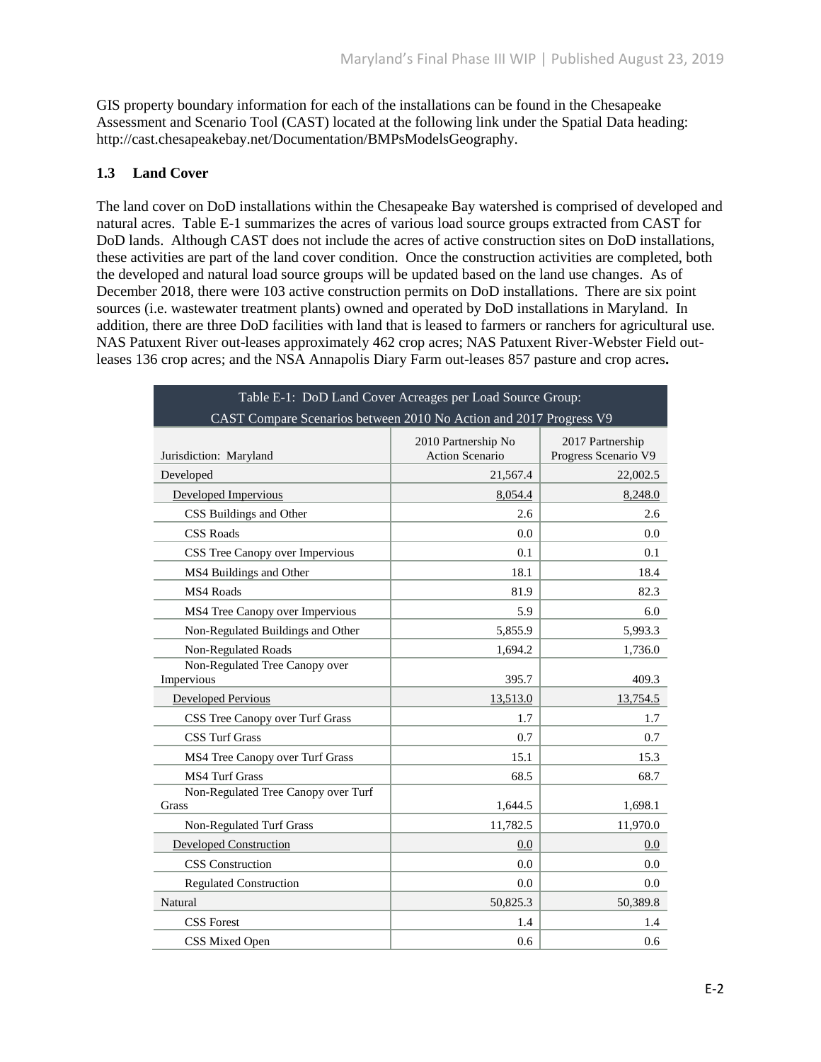GIS property boundary information for each of the installations can be found in the Chesapeake Assessment and Scenario Tool (CAST) located at the following link under the Spatial Data heading: http://cast.chesapeakebay.net/Documentation/BMPsModelsGeography.

### 1.3 Land Cover

The land cover on DoD installations within the Chesapeake Bay watershed is comprised of developed and natural acres. Table E-1 summarizes the acres of various load source groups extracted from CAST for DoD lands. Although CAST does not include the acres of active construction sites on DoD installations, these activities are part of the land cover condition. Once the construction activities are completed, both the developed and natural load source groups will be updated based on the land use changes. As of December 2018, there were 103 active construction permits on DoD installations. There are six point sources (i.e. wastewater treatment plants) owned and operated by DoD installations in Maryland. In addition, there are three DoD facilities with land that is leased to farmers or ranchers for agricultural use. NAS Patuxent River out-leases approximately 462 crop acres; NAS Patuxent River-Webster Field out-leases 136 crop acres; and the NSA Annapolis Diary Farm out-leases 857 pasture and crop acres**.**

| Table E-1: DoD Land Cover Acreages per Load Source Group: CAST Compare Scenarios between 2010 No Action and 2017 Progress V9 | | |
|---|---|---|
| Jurisdiction: Maryland | 2010 Partnership No Action Scenario | 2017 Partnership Progress Scenario V9 |
| Developed | 21,567.4 | 22,002.5 |
| Developed Impervious | 8,054.4 | 8,248.0 |
| CSS Buildings and Other | 2.6 | 2.6 |
| CSS Roads | 0.0 | 0.0 |
| CSS Tree Canopy over Impervious | 0.1 | 0.1 |
| MS4 Buildings and Other | 18.1 | 18.4 |
| MS4 Roads | 81.9 | 82.3 |
| MS4 Tree Canopy over Impervious | 5.9 | 6.0 |
| Non-Regulated Buildings and Other | 5,855.9 | 5,993.3 |
| Non-Regulated Roads | 1,694.2 | 1,736.0 |
| Non-Regulated Tree Canopy over Impervious | 395.7 | 409.3 |
| Developed Pervious | 13,513.0 | 13,754.5 |
| CSS Tree Canopy over Turf Grass | 1.7 | 1.7 |
| CSS Turf Grass | 0.7 | 0.7 |
| MS4 Tree Canopy over Turf Grass | 15.1 | 15.3 |
| MS4 Turf Grass | 68.5 | 68.7 |
| Non-Regulated Tree Canopy over Turf Grass | 1,644.5 | 1,698.1 |
| Non-Regulated Turf Grass | 11,782.5 | 11,970.0 |
| Developed Construction | 0.0 | 0.0 |
| CSS Construction | 0.0 | 0.0 |
| Regulated Construction | 0.0 | 0.0 |
| Natural | 50,825.3 | 50,389.8 |
| CSS Forest | 1.4 | 1.4 |
| CSS Mixed Open | 0.6 | 0.6 |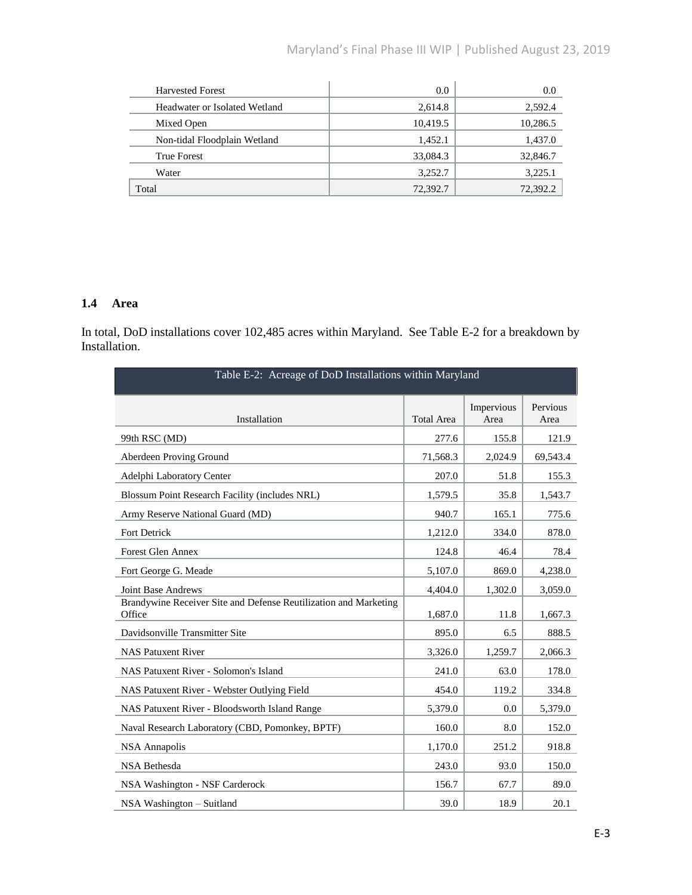| | | |
|---|---|---|
| Harvested Forest | 0.0 | 0.0 |
| Headwater or Isolated Wetland | 2,614.8 | 2,592.4 |
| Mixed Open | 10,419.5 | 10,286.5 |
| Non-tidal Floodplain Wetland | 1,452.1 | 1,437.0 |
| True Forest | 33,084.3 | 32,846.7 |
| Water | 3,252.7 | 3,225.1 |
| Total | 72,392.7 | 72,392.2 |

### 1.4 Area

In total, DoD installations cover 102,485 acres within Maryland. See Table E-2 for a breakdown by Installation.

Table E-2: Acreage of DoD Installations within Maryland

| Installation | Total Area | Impervious Area | Pervious Area |
|---|---|---|---|
| 99th RSC (MD) | 277.6 | 155.8 | 121.9 |
| Aberdeen Proving Ground | 71,568.3 | 2,024.9 | 69,543.4 |
| Adelphi Laboratory Center | 207.0 | 51.8 | 155.3 |
| Blossum Point Research Facility (includes NRL) | 1,579.5 | 35.8 | 1,543.7 |
| Army Reserve National Guard (MD) | 940.7 | 165.1 | 775.6 |
| Fort Detrick | 1,212.0 | 334.0 | 878.0 |
| Forest Glen Annex | 124.8 | 46.4 | 78.4 |
| Fort George G. Meade | 5,107.0 | 869.0 | 4,238.0 |
| Joint Base Andrews | 4,404.0 | 1,302.0 | 3,059.0 |
| Brandywine Receiver Site and Defense Reutilization and Marketing Office | 1,687.0 | 11.8 | 1,667.3 |
| Davidsonville Transmitter Site | 895.0 | 6.5 | 888.5 |
| NAS Patuxent River | 3,326.0 | 1,259.7 | 2,066.3 |
| NAS Patuxent River - Solomon's Island | 241.0 | 63.0 | 178.0 |
| NAS Patuxent River - Webster Outlying Field | 454.0 | 119.2 | 334.8 |
| NAS Patuxent River - Bloodsworth Island Range | 5,379.0 | 0.0 | 5,379.0 |
| Naval Research Laboratory (CBD, Pomonkey, BPTF) | 160.0 | 8.0 | 152.0 |
| NSA Annapolis | 1,170.0 | 251.2 | 918.8 |
| NSA Bethesda | 243.0 | 93.0 | 150.0 |
| NSA Washington - NSF Carderock | 156.7 | 67.7 | 89.0 |
| NSA Washington – Suitland | 39.0 | 18.9 | 20.1 |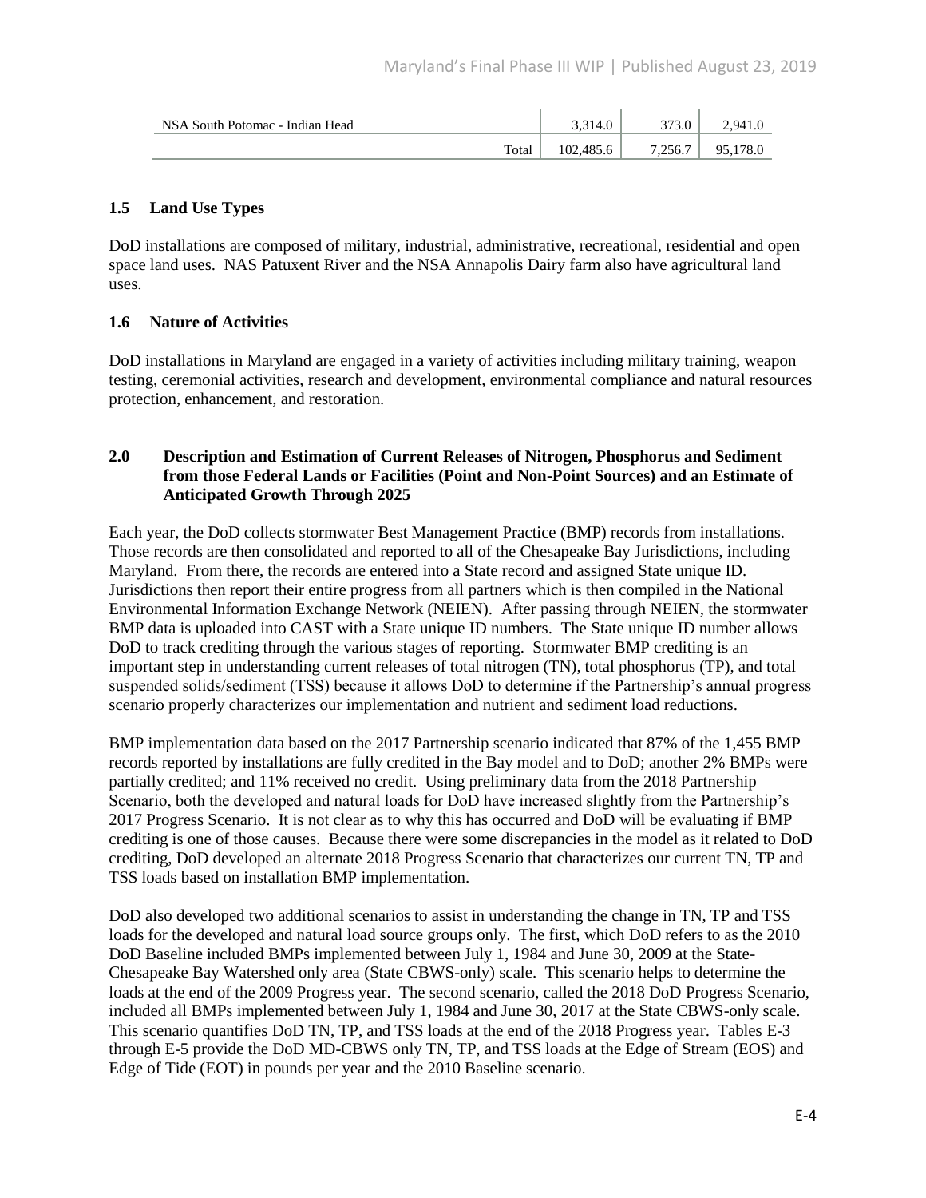| | | | |
|---|---|---|---|
| NSA South Potomac - Indian Head | 3,314.0 | 373.0 | 2,941.0 |
| Total | 102,485.6 | 7,256.7 | 95,178.0 |

### 1.5 Land Use Types

DoD installations are composed of military, industrial, administrative, recreational, residential and open space land uses. NAS Patuxent River and the NSA Annapolis Dairy farm also have agricultural land uses.

### 1.6 Nature of Activities

DoD installations in Maryland are engaged in a variety of activities including military training, weapon testing, ceremonial activities, research and development, environmental compliance and natural resources protection, enhancement, and restoration.

## 2.0 Description and Estimation of Current Releases of Nitrogen, Phosphorus and Sediment from those Federal Lands or Facilities (Point and Non-Point Sources) and an Estimate of Anticipated Growth Through 2025

Each year, the DoD collects stormwater Best Management Practice (BMP) records from installations. Those records are then consolidated and reported to all of the Chesapeake Bay Jurisdictions, including Maryland. From there, the records are entered into a State record and assigned State unique ID. Jurisdictions then report their entire progress from all partners which is then compiled in the National Environmental Information Exchange Network (NEIEN). After passing through NEIEN, the stormwater BMP data is uploaded into CAST with a State unique ID numbers. The State unique ID number allows DoD to track crediting through the various stages of reporting. Stormwater BMP crediting is an important step in understanding current releases of total nitrogen (TN), total phosphorus (TP), and total suspended solids/sediment (TSS) because it allows DoD to determine if the Partnership's annual progress scenario properly characterizes our implementation and nutrient and sediment load reductions.

BMP implementation data based on the 2017 Partnership scenario indicated that 87% of the 1,455 BMP records reported by installations are fully credited in the Bay model and to DoD; another 2% BMPs were partially credited; and 11% received no credit. Using preliminary data from the 2018 Partnership Scenario, both the developed and natural loads for DoD have increased slightly from the Partnership's 2017 Progress Scenario. It is not clear as to why this has occurred and DoD will be evaluating if BMP crediting is one of those causes. Because there were some discrepancies in the model as it related to DoD crediting, DoD developed an alternate 2018 Progress Scenario that characterizes our current TN, TP and TSS loads based on installation BMP implementation.

DoD also developed two additional scenarios to assist in understanding the change in TN, TP and TSS loads for the developed and natural load source groups only. The first, which DoD refers to as the 2010 DoD Baseline included BMPs implemented between July 1, 1984 and June 30, 2009 at the State-Chesapeake Bay Watershed only area (State CBWS-only) scale. This scenario helps to determine the loads at the end of the 2009 Progress year. The second scenario, called the 2018 DoD Progress Scenario, included all BMPs implemented between July 1, 1984 and June 30, 2017 at the State CBWS-only scale. This scenario quantifies DoD TN, TP, and TSS loads at the end of the 2018 Progress year. Tables E-3 through E-5 provide the DoD MD-CBWS only TN, TP, and TSS loads at the Edge of Stream (EOS) and Edge of Tide (EOT) in pounds per year and the 2010 Baseline scenario.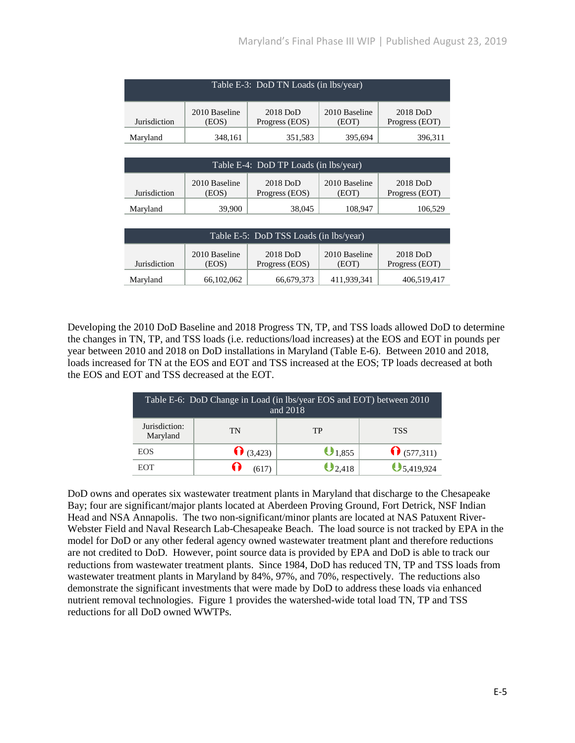| Table E-3: DoD TN Loads (in lbs/year) | | | | |
|---|---|---|---|---|
| Jurisdiction | 2010 Baseline (EOS) | 2018 DoD Progress (EOS) | 2010 Baseline (EOT) | 2018 DoD Progress (EOT) |
| Maryland | 348,161 | 351,583 | 395,694 | 396,311 |

| Table E-4: DoD TP Loads (in lbs/year) | | | | |
|---|---|---|---|---|
| Jurisdiction | 2010 Baseline (EOS) | 2018 DoD Progress (EOS) | 2010 Baseline (EOT) | 2018 DoD Progress (EOT) |
| Maryland | 39,900 | 38,045 | 108,947 | 106,529 |

| Table E-5: DoD TSS Loads (in lbs/year) | | | | |
|---|---|---|---|---|
| Jurisdiction | 2010 Baseline (EOS) | 2018 DoD Progress (EOS) | 2010 Baseline (EOT) | 2018 DoD Progress (EOT) |
| Maryland | 66,102,062 | 66,679,373 | 411,939,341 | 406,519,417 |

Developing the 2010 DoD Baseline and 2018 Progress TN, TP, and TSS loads allowed DoD to determine the changes in TN, TP, and TSS loads (i.e. reductions/load increases) at the EOS and EOT in pounds per year between 2010 and 2018 on DoD installations in Maryland (Table E-6). Between 2010 and 2018, loads increased for TN at the EOS and EOT and TSS increased at the EOS; TP loads decreased at both the EOS and EOT and TSS decreased at the EOT.

| Table E-6: DoD Change in Load (in lbs/year EOS and EOT) between 2010 and 2018 | | | |
|---|---|---|---|
| Jurisdiction: Maryland | TN | TP | TSS |
| EOS | (3,423) | 1,855 | (577,311) |
| EOT | (617) | 2,418 | 5,419,924 |

DoD owns and operates six wastewater treatment plants in Maryland that discharge to the Chesapeake Bay; four are significant/major plants located at Aberdeen Proving Ground, Fort Detrick, NSF Indian Head and NSA Annapolis. The two non-significant/minor plants are located at NAS Patuxent River-Webster Field and Naval Research Lab-Chesapeake Beach. The load source is not tracked by EPA in the model for DoD or any other federal agency owned wastewater treatment plant and therefore reductions are not credited to DoD. However, point source data is provided by EPA and DoD is able to track our reductions from wastewater treatment plants. Since 1984, DoD has reduced TN, TP and TSS loads from wastewater treatment plants in Maryland by 84%, 97%, and 70%, respectively. The reductions also demonstrate the significant investments that were made by DoD to address these loads via enhanced nutrient removal technologies. Figure 1 provides the watershed-wide total load TN, TP and TSS reductions for all DoD owned WWTPs.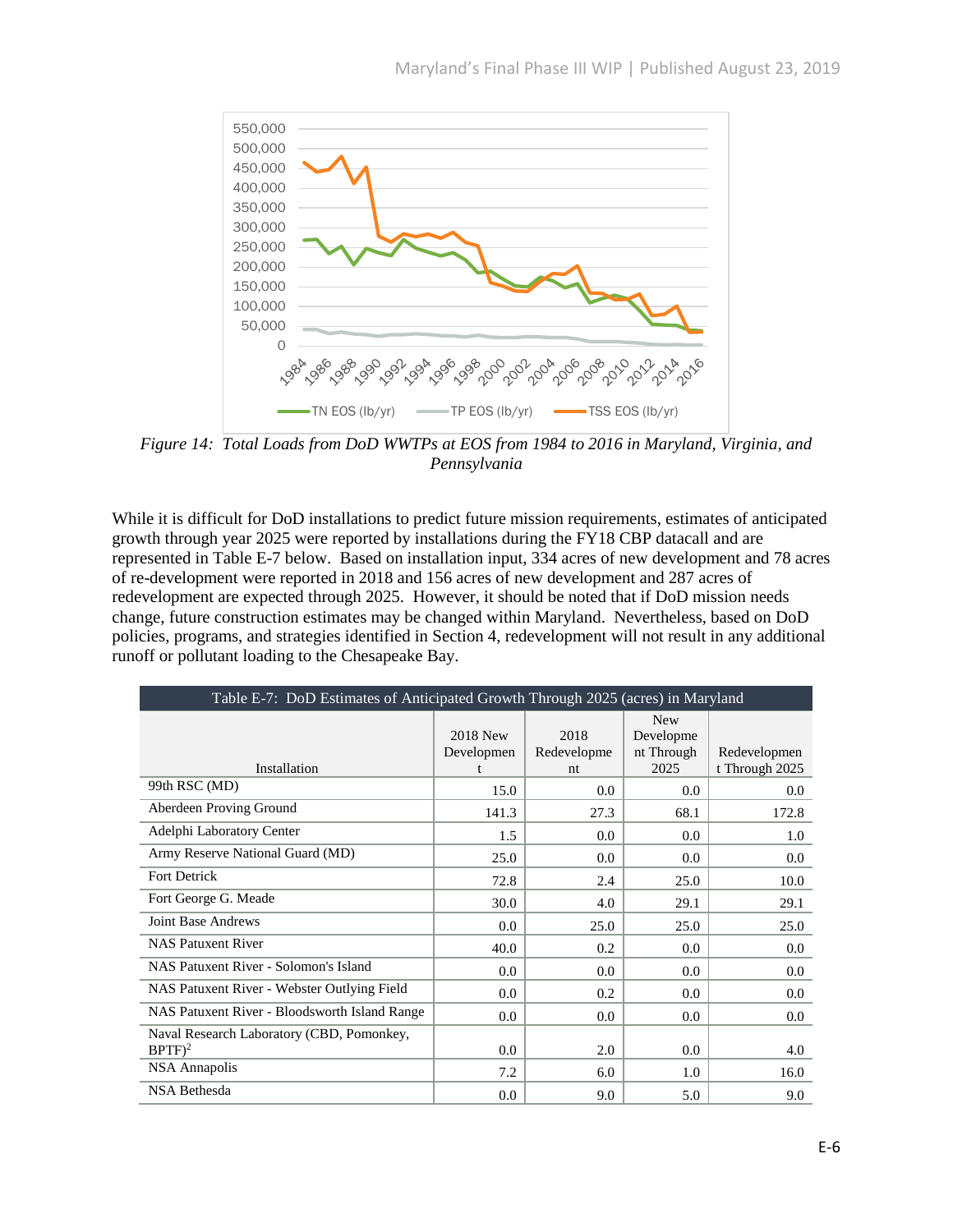*Figure 14: Total Loads from DoD WWTPs at EOS from 1984 to 2016 in Maryland, Virginia, and Pennsylvania*

While it is difficult for DoD installations to predict future mission requirements, estimates of anticipated growth through year 2025 were reported by installations during the FY18 CBP datacall and are represented in Table E-7 below. Based on installation input, 334 acres of new development and 78 acres of re-development were reported in 2018 and 156 acres of new development and 287 acres of redevelopment are expected through 2025. However, it should be noted that if DoD mission needs change, future construction estimates may be changed within Maryland. Nevertheless, based on DoD policies, programs, and strategies identified in Section 4, redevelopment will not result in any additional runoff or pollutant loading to the Chesapeake Bay.

| Table E-7: DoD Estimates of Anticipated Growth Through 2025 (acres) in Maryland | | | | |
|---|---|---|---|---|
| Installation | 2018 New Development | 2018 Redevelopment | New Development Through 2025 | Redevelopment Through 2025 |
| 99th RSC (MD) | 15.0 | 0.0 | 0.0 | 0.0 |
| Aberdeen Proving Ground | 141.3 | 27.3 | 68.1 | 172.8 |
| Adelphi Laboratory Center | 1.5 | 0.0 | 0.0 | 1.0 |
| Army Reserve National Guard (MD) | 25.0 | 0.0 | 0.0 | 0.0 |
| Fort Detrick | 72.8 | 2.4 | 25.0 | 10.0 |
| Fort George G. Meade | 30.0 | 4.0 | 29.1 | 29.1 |
| Joint Base Andrews | 0.0 | 25.0 | 25.0 | 25.0 |
| NAS Patuxent River | 40.0 | 0.2 | 0.0 | 0.0 |
| NAS Patuxent River - Solomon's Island | 0.0 | 0.0 | 0.0 | 0.0 |
| NAS Patuxent River - Webster Outlying Field | 0.0 | 0.2 | 0.0 | 0.0 |
| NAS Patuxent River - Bloodsworth Island Range | 0.0 | 0.0 | 0.0 | 0.0 |
| Naval Research Laboratory (CBD, Pomonkey, BPTF)[2] | 0.0 | 2.0 | 0.0 | 4.0 |
| NSA Annapolis | 7.2 | 6.0 | 1.0 | 16.0 |
| NSA Bethesda | 0.0 | 9.0 | 5.0 | 9.0 |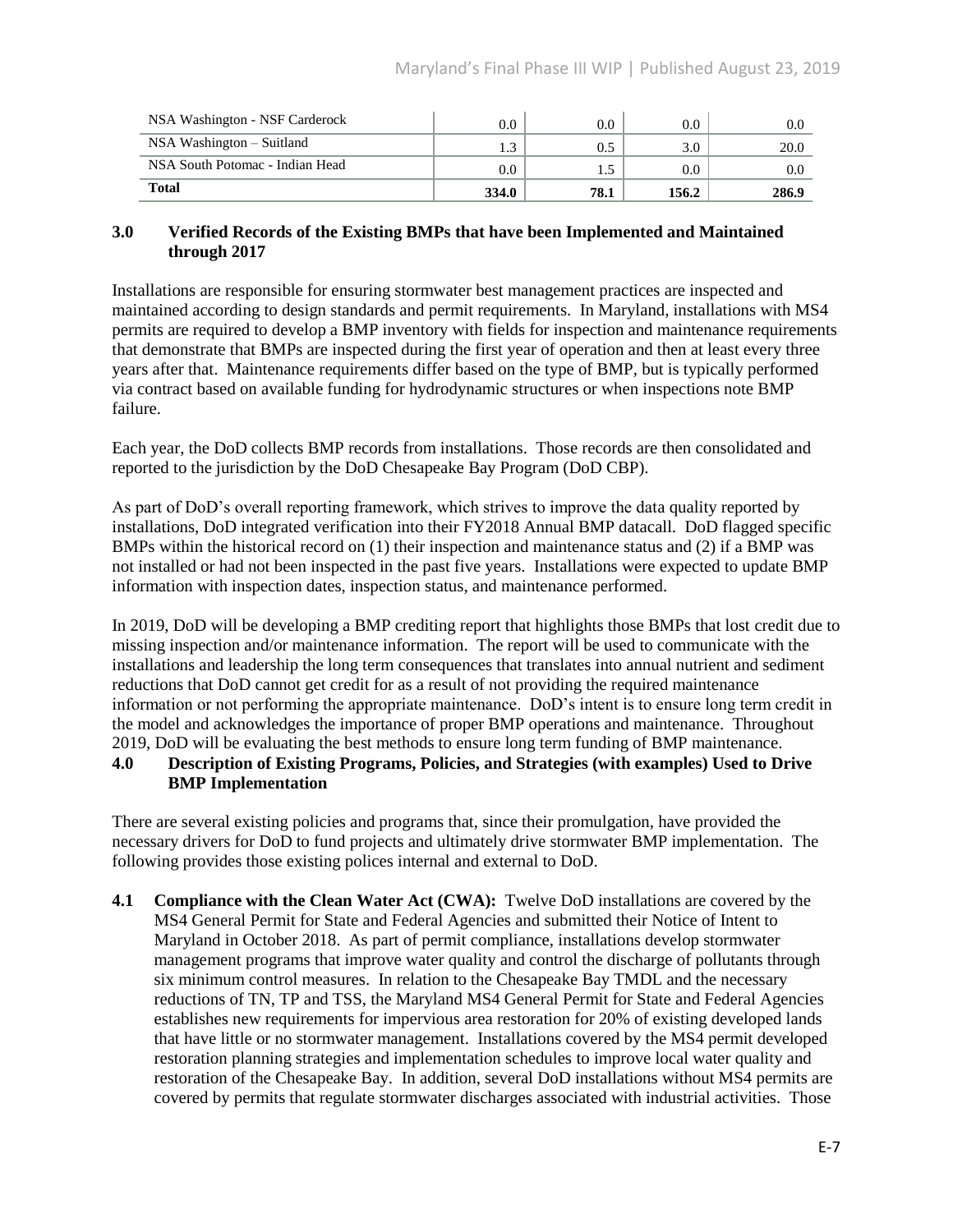| | | | | |
|---|---|---|---|---|
| NSA Washington - NSF Carderock | 0.0 | 0.0 | 0.0 | 0.0 |
| NSA Washington – Suitland | 1.3 | 0.5 | 3.0 | 20.0 |
| NSA South Potomac - Indian Head | 0.0 | 1.5 | 0.0 | 0.0 |
| **Total** | **334.0** | **78.1** | **156.2** | **286.9** |

## 3.0 Verified Records of the Existing BMPs that have been Implemented and Maintained through 2017

Installations are responsible for ensuring stormwater best management practices are inspected and maintained according to design standards and permit requirements. In Maryland, installations with MS4 permits are required to develop a BMP inventory with fields for inspection and maintenance requirements that demonstrate that BMPs are inspected during the first year of operation and then at least every three years after that. Maintenance requirements differ based on the type of BMP, but is typically performed via contract based on available funding for hydrodynamic structures or when inspections note BMP failure.

Each year, the DoD collects BMP records from installations. Those records are then consolidated and reported to the jurisdiction by the DoD Chesapeake Bay Program (DoD CBP).

As part of DoD's overall reporting framework, which strives to improve the data quality reported by installations, DoD integrated verification into their FY2018 Annual BMP datacall. DoD flagged specific BMPs within the historical record on (1) their inspection and maintenance status and (2) if a BMP was not installed or had not been inspected in the past five years. Installations were expected to update BMP information with inspection dates, inspection status, and maintenance performed.

In 2019, DoD will be developing a BMP crediting report that highlights those BMPs that lost credit due to missing inspection and/or maintenance information. The report will be used to communicate with the installations and leadership the long term consequences that translates into annual nutrient and sediment reductions that DoD cannot get credit for as a result of not providing the required maintenance information or not performing the appropriate maintenance. DoD's intent is to ensure long term credit in the model and acknowledges the importance of proper BMP operations and maintenance. Throughout 2019, DoD will be evaluating the best methods to ensure long term funding of BMP maintenance.

## 4.0 Description of Existing Programs, Policies, and Strategies (with examples) Used to Drive BMP Implementation

There are several existing policies and programs that, since their promulgation, have provided the necessary drivers for DoD to fund projects and ultimately drive stormwater BMP implementation. The following provides those existing polices internal and external to DoD.

**4.1 Compliance with the Clean Water Act (CWA):** Twelve DoD installations are covered by the MS4 General Permit for State and Federal Agencies and submitted their Notice of Intent to Maryland in October 2018. As part of permit compliance, installations develop stormwater management programs that improve water quality and control the discharge of pollutants through six minimum control measures. In relation to the Chesapeake Bay TMDL and the necessary reductions of TN, TP and TSS, the Maryland MS4 General Permit for State and Federal Agencies establishes new requirements for impervious area restoration for 20% of existing developed lands that have little or no stormwater management. Installations covered by the MS4 permit developed restoration planning strategies and implementation schedules to improve local water quality and restoration of the Chesapeake Bay. In addition, several DoD installations without MS4 permits are covered by permits that regulate stormwater discharges associated with industrial activities. Those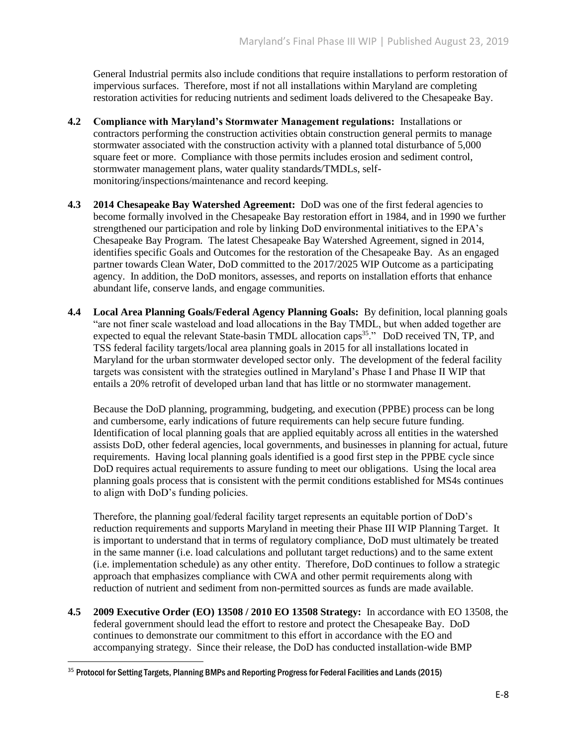General Industrial permits also include conditions that require installations to perform restoration of impervious surfaces. Therefore, most if not all installations within Maryland are completing restoration activities for reducing nutrients and sediment loads delivered to the Chesapeake Bay.

**4.2 Compliance with Maryland's Stormwater Management regulations:** Installations or contractors performing the construction activities obtain construction general permits to manage stormwater associated with the construction activity with a planned total disturbance of 5,000 square feet or more. Compliance with those permits includes erosion and sediment control, stormwater management plans, water quality standards/TMDLs, self-monitoring/inspections/maintenance and record keeping.

**4.3 2014 Chesapeake Bay Watershed Agreement:** DoD was one of the first federal agencies to become formally involved in the Chesapeake Bay restoration effort in 1984, and in 1990 we further strengthened our participation and role by linking DoD environmental initiatives to the EPA's Chesapeake Bay Program. The latest Chesapeake Bay Watershed Agreement, signed in 2014, identifies specific Goals and Outcomes for the restoration of the Chesapeake Bay. As an engaged partner towards Clean Water, DoD committed to the 2017/2025 WIP Outcome as a participating agency. In addition, the DoD monitors, assesses, and reports on installation efforts that enhance abundant life, conserve lands, and engage communities.

**4.4 Local Area Planning Goals/Federal Agency Planning Goals:** By definition, local planning goals "are not finer scale wasteload and load allocations in the Bay TMDL, but when added together are expected to equal the relevant State-basin TMDL allocation caps[35]." DoD received TN, TP, and TSS federal facility targets/local area planning goals in 2015 for all installations located in Maryland for the urban stormwater developed sector only. The development of the federal facility targets was consistent with the strategies outlined in Maryland's Phase I and Phase II WIP that entails a 20% retrofit of developed urban land that has little or no stormwater management.

Because the DoD planning, programming, budgeting, and execution (PPBE) process can be long and cumbersome, early indications of future requirements can help secure future funding. Identification of local planning goals that are applied equitably across all entities in the watershed assists DoD, other federal agencies, local governments, and businesses in planning for actual, future requirements. Having local planning goals identified is a good first step in the PPBE cycle since DoD requires actual requirements to assure funding to meet our obligations. Using the local area planning goals process that is consistent with the permit conditions established for MS4s continues to align with DoD's funding policies.

Therefore, the planning goal/federal facility target represents an equitable portion of DoD's reduction requirements and supports Maryland in meeting their Phase III WIP Planning Target. It is important to understand that in terms of regulatory compliance, DoD must ultimately be treated in the same manner (i.e. load calculations and pollutant target reductions) and to the same extent (i.e. implementation schedule) as any other entity. Therefore, DoD continues to follow a strategic approach that emphasizes compliance with CWA and other permit requirements along with reduction of nutrient and sediment from non-permitted sources as funds are made available.

**4.5 2009 Executive Order (EO) 13508 / 2010 EO 13508 Strategy:** In accordance with EO 13508, the federal government should lead the effort to restore and protect the Chesapeake Bay. DoD continues to demonstrate our commitment to this effort in accordance with the EO and accompanying strategy. Since their release, the DoD has conducted installation-wide BMP

---

[35] Protocol for Setting Targets, Planning BMPs and Reporting Progress for Federal Facilities and Lands (2015)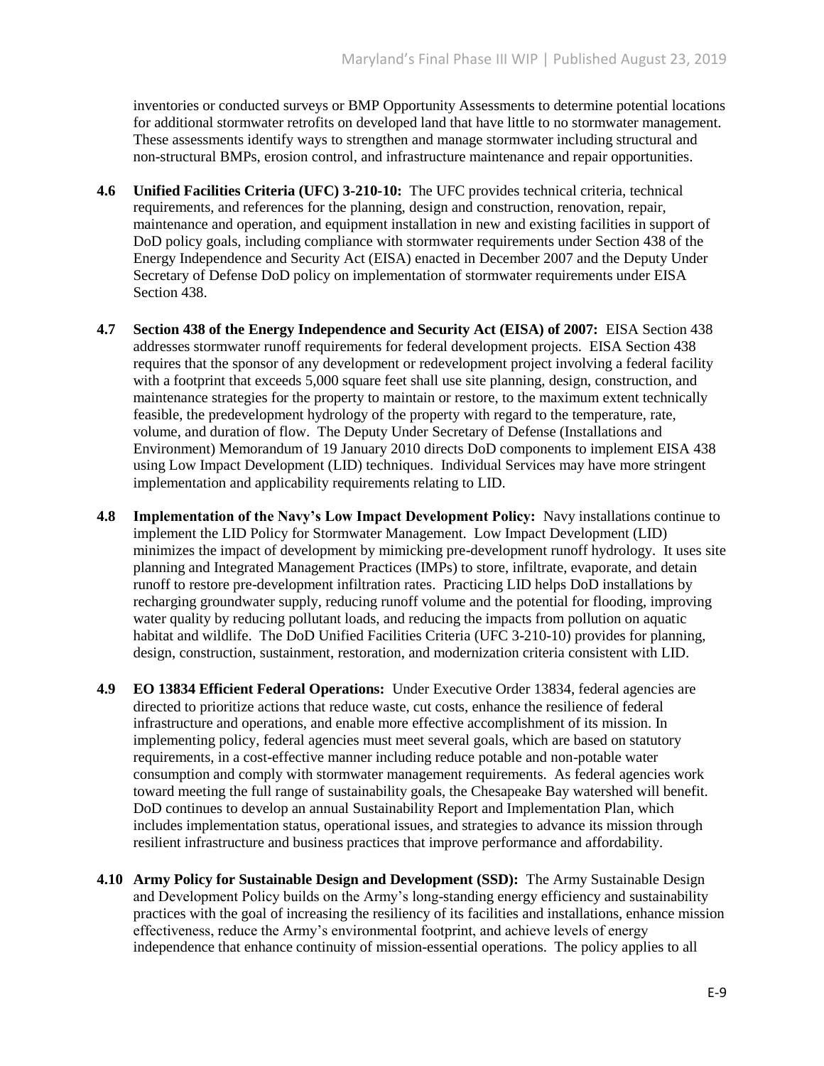inventories or conducted surveys or BMP Opportunity Assessments to determine potential locations for additional stormwater retrofits on developed land that have little to no stormwater management. These assessments identify ways to strengthen and manage stormwater including structural and non-structural BMPs, erosion control, and infrastructure maintenance and repair opportunities.

**4.6 Unified Facilities Criteria (UFC) 3-210-10:** The UFC provides technical criteria, technical requirements, and references for the planning, design and construction, renovation, repair, maintenance and operation, and equipment installation in new and existing facilities in support of DoD policy goals, including compliance with stormwater requirements under Section 438 of the Energy Independence and Security Act (EISA) enacted in December 2007 and the Deputy Under Secretary of Defense DoD policy on implementation of stormwater requirements under EISA Section 438.

**4.7 Section 438 of the Energy Independence and Security Act (EISA) of 2007:** EISA Section 438 addresses stormwater runoff requirements for federal development projects. EISA Section 438 requires that the sponsor of any development or redevelopment project involving a federal facility with a footprint that exceeds 5,000 square feet shall use site planning, design, construction, and maintenance strategies for the property to maintain or restore, to the maximum extent technically feasible, the predevelopment hydrology of the property with regard to the temperature, rate, volume, and duration of flow. The Deputy Under Secretary of Defense (Installations and Environment) Memorandum of 19 January 2010 directs DoD components to implement EISA 438 using Low Impact Development (LID) techniques. Individual Services may have more stringent implementation and applicability requirements relating to LID.

**4.8 Implementation of the Navy's Low Impact Development Policy:** Navy installations continue to implement the LID Policy for Stormwater Management. Low Impact Development (LID) minimizes the impact of development by mimicking pre-development runoff hydrology. It uses site planning and Integrated Management Practices (IMPs) to store, infiltrate, evaporate, and detain runoff to restore pre-development infiltration rates. Practicing LID helps DoD installations by recharging groundwater supply, reducing runoff volume and the potential for flooding, improving water quality by reducing pollutant loads, and reducing the impacts from pollution on aquatic habitat and wildlife. The DoD Unified Facilities Criteria (UFC 3-210-10) provides for planning, design, construction, sustainment, restoration, and modernization criteria consistent with LID.

**4.9 EO 13834 Efficient Federal Operations:** Under Executive Order 13834, federal agencies are directed to prioritize actions that reduce waste, cut costs, enhance the resilience of federal infrastructure and operations, and enable more effective accomplishment of its mission. In implementing policy, federal agencies must meet several goals, which are based on statutory requirements, in a cost-effective manner including reduce potable and non-potable water consumption and comply with stormwater management requirements. As federal agencies work toward meeting the full range of sustainability goals, the Chesapeake Bay watershed will benefit. DoD continues to develop an annual Sustainability Report and Implementation Plan, which includes implementation status, operational issues, and strategies to advance its mission through resilient infrastructure and business practices that improve performance and affordability.

**4.10 Army Policy for Sustainable Design and Development (SSD):** The Army Sustainable Design and Development Policy builds on the Army's long-standing energy efficiency and sustainability practices with the goal of increasing the resiliency of its facilities and installations, enhance mission effectiveness, reduce the Army's environmental footprint, and achieve levels of energy independence that enhance continuity of mission-essential operations. The policy applies to all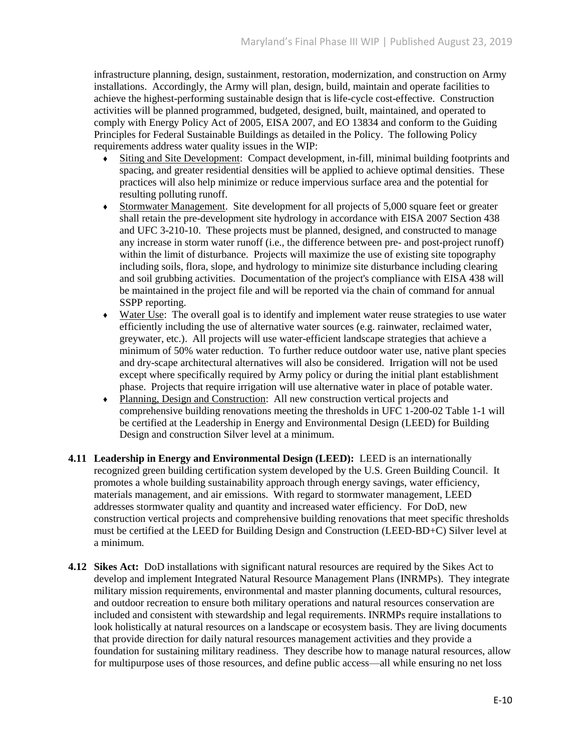infrastructure planning, design, sustainment, restoration, modernization, and construction on Army installations. Accordingly, the Army will plan, design, build, maintain and operate facilities to achieve the highest-performing sustainable design that is life-cycle cost-effective. Construction activities will be planned programmed, budgeted, designed, built, maintained, and operated to comply with Energy Policy Act of 2005, EISA 2007, and EO 13834 and conform to the Guiding Principles for Federal Sustainable Buildings as detailed in the Policy. The following Policy requirements address water quality issues in the WIP:

- Siting and Site Development: Compact development, in-fill, minimal building footprints and spacing, and greater residential densities will be applied to achieve optimal densities. These practices will also help minimize or reduce impervious surface area and the potential for resulting polluting runoff.
- Stormwater Management. Site development for all projects of 5,000 square feet or greater shall retain the pre-development site hydrology in accordance with EISA 2007 Section 438 and UFC 3-210-10. These projects must be planned, designed, and constructed to manage any increase in storm water runoff (i.e., the difference between pre- and post-project runoff) within the limit of disturbance. Projects will maximize the use of existing site topography including soils, flora, slope, and hydrology to minimize site disturbance including clearing and soil grubbing activities. Documentation of the project's compliance with EISA 438 will be maintained in the project file and will be reported via the chain of command for annual SSPP reporting.
- Water Use: The overall goal is to identify and implement water reuse strategies to use water efficiently including the use of alternative water sources (e.g. rainwater, reclaimed water, greywater, etc.). All projects will use water-efficient landscape strategies that achieve a minimum of 50% water reduction. To further reduce outdoor water use, native plant species and dry-scape architectural alternatives will also be considered. Irrigation will not be used except where specifically required by Army policy or during the initial plant establishment phase. Projects that require irrigation will use alternative water in place of potable water.
- Planning, Design and Construction: All new construction vertical projects and comprehensive building renovations meeting the thresholds in UFC 1-200-02 Table 1-1 will be certified at the Leadership in Energy and Environmental Design (LEED) for Building Design and construction Silver level at a minimum.

**4.11 Leadership in Energy and Environmental Design (LEED):** LEED is an internationally recognized green building certification system developed by the U.S. Green Building Council. It promotes a whole building sustainability approach through energy savings, water efficiency, materials management, and air emissions. With regard to stormwater management, LEED addresses stormwater quality and quantity and increased water efficiency. For DoD, new construction vertical projects and comprehensive building renovations that meet specific thresholds must be certified at the LEED for Building Design and Construction (LEED-BD+C) Silver level at a minimum.

**4.12 Sikes Act:** DoD installations with significant natural resources are required by the Sikes Act to develop and implement Integrated Natural Resource Management Plans (INRMPs). They integrate military mission requirements, environmental and master planning documents, cultural resources, and outdoor recreation to ensure both military operations and natural resources conservation are included and consistent with stewardship and legal requirements. INRMPs require installations to look holistically at natural resources on a landscape or ecosystem basis. They are living documents that provide direction for daily natural resources management activities and they provide a foundation for sustaining military readiness. They describe how to manage natural resources, allow for multipurpose uses of those resources, and define public access—all while ensuring no net loss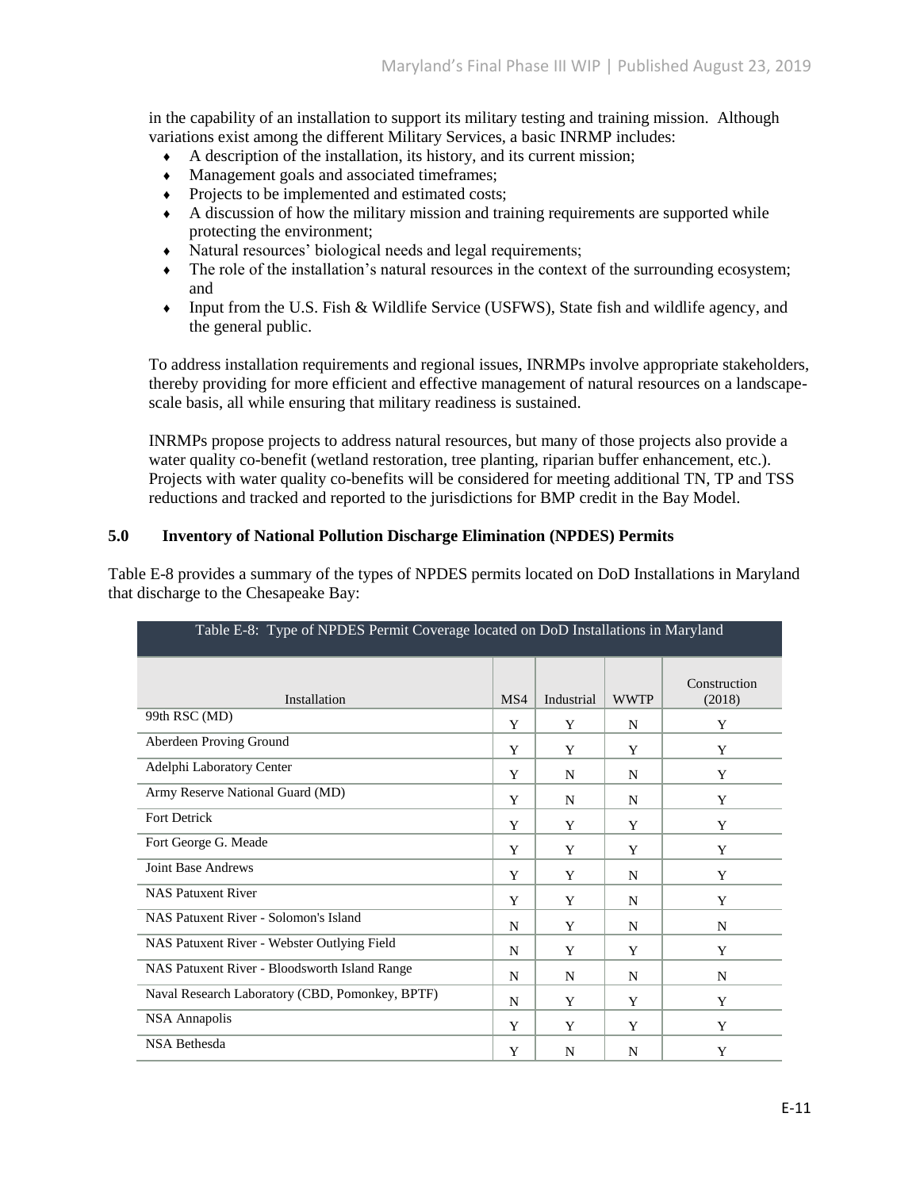in the capability of an installation to support its military testing and training mission. Although variations exist among the different Military Services, a basic INRMP includes:

- A description of the installation, its history, and its current mission;
- Management goals and associated timeframes;
- Projects to be implemented and estimated costs;
- A discussion of how the military mission and training requirements are supported while protecting the environment;
- Natural resources' biological needs and legal requirements;
- The role of the installation's natural resources in the context of the surrounding ecosystem; and
- Input from the U.S. Fish & Wildlife Service (USFWS), State fish and wildlife agency, and the general public.

To address installation requirements and regional issues, INRMPs involve appropriate stakeholders, thereby providing for more efficient and effective management of natural resources on a landscape-scale basis, all while ensuring that military readiness is sustained.

INRMPs propose projects to address natural resources, but many of those projects also provide a water quality co-benefit (wetland restoration, tree planting, riparian buffer enhancement, etc.). Projects with water quality co-benefits will be considered for meeting additional TN, TP and TSS reductions and tracked and reported to the jurisdictions for BMP credit in the Bay Model.

## 5.0 Inventory of National Pollution Discharge Elimination (NPDES) Permits

Table E-8 provides a summary of the types of NPDES permits located on DoD Installations in Maryland that discharge to the Chesapeake Bay:

Table E-8: Type of NPDES Permit Coverage located on DoD Installations in Maryland

| Installation | MS4 | Industrial | WWTP | Construction (2018) |
|---|---|---|---|---|
| 99th RSC (MD) | Y | Y | N | Y |
| Aberdeen Proving Ground | Y | Y | Y | Y |
| Adelphi Laboratory Center | Y | N | N | Y |
| Army Reserve National Guard (MD) | Y | N | N | Y |
| Fort Detrick | Y | Y | Y | Y |
| Fort George G. Meade | Y | Y | Y | Y |
| Joint Base Andrews | Y | Y | N | Y |
| NAS Patuxent River | Y | Y | N | Y |
| NAS Patuxent River - Solomon's Island | N | Y | N | N |
| NAS Patuxent River - Webster Outlying Field | N | Y | Y | Y |
| NAS Patuxent River - Bloodsworth Island Range | N | N | N | N |
| Naval Research Laboratory (CBD, Pomonkey, BPTF) | N | Y | Y | Y |
| NSA Annapolis | Y | Y | Y | Y |
| NSA Bethesda | Y | N | N | Y |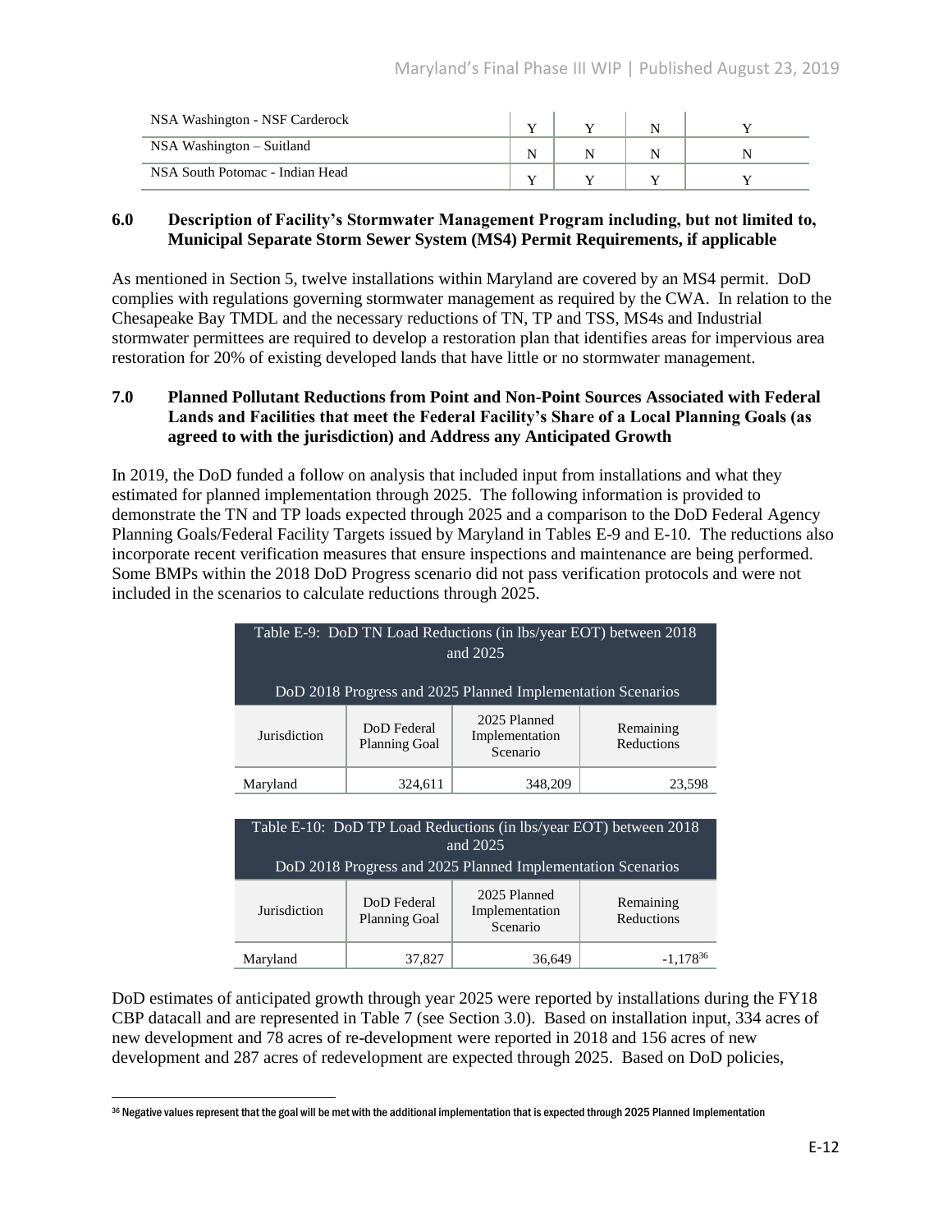| NSA Washington - NSF Carderock | Y | Y | N | Y |
|---|---|---|---|---|
| NSA Washington – Suitland | N | N | N | N |
| NSA South Potomac - Indian Head | Y | Y | Y | Y |

## 6.0 Description of Facility's Stormwater Management Program including, but not limited to, Municipal Separate Storm Sewer System (MS4) Permit Requirements, if applicable

As mentioned in Section 5, twelve installations within Maryland are covered by an MS4 permit. DoD complies with regulations governing stormwater management as required by the CWA. In relation to the Chesapeake Bay TMDL and the necessary reductions of TN, TP and TSS, MS4s and Industrial stormwater permittees are required to develop a restoration plan that identifies areas for impervious area restoration for 20% of existing developed lands that have little or no stormwater management.

## 7.0 Planned Pollutant Reductions from Point and Non-Point Sources Associated with Federal Lands and Facilities that meet the Federal Facility's Share of a Local Planning Goals (as agreed to with the jurisdiction) and Address any Anticipated Growth

In 2019, the DoD funded a follow on analysis that included input from installations and what they estimated for planned implementation through 2025. The following information is provided to demonstrate the TN and TP loads expected through 2025 and a comparison to the DoD Federal Agency Planning Goals/Federal Facility Targets issued by Maryland in Tables E-9 and E-10. The reductions also incorporate recent verification measures that ensure inspections and maintenance are being performed. Some BMPs within the 2018 DoD Progress scenario did not pass verification protocols and were not included in the scenarios to calculate reductions through 2025.

Table E-9: DoD TN Load Reductions (in lbs/year EOT) between 2018 and 2025

DoD 2018 Progress and 2025 Planned Implementation Scenarios

| Jurisdiction | DoD Federal Planning Goal | 2025 Planned Implementation Scenario | Remaining Reductions |
|---|---|---|---|
| Maryland | 324,611 | 348,209 | 23,598 |

Table E-10: DoD TP Load Reductions (in lbs/year EOT) between 2018 and 2025

DoD 2018 Progress and 2025 Planned Implementation Scenarios

| Jurisdiction | DoD Federal Planning Goal | 2025 Planned Implementation Scenario | Remaining Reductions |
|---|---|---|---|
| Maryland | 37,827 | 36,649 | -1,178[36] |

DoD estimates of anticipated growth through year 2025 were reported by installations during the FY18 CBP datacall and are represented in Table 7 (see Section 3.0). Based on installation input, 334 acres of new development and 78 acres of re-development were reported in 2018 and 156 acres of new development and 287 acres of redevelopment are expected through 2025. Based on DoD policies,

[36] Negative values represent that the goal will be met with the additional implementation that is expected through 2025 Planned Implementation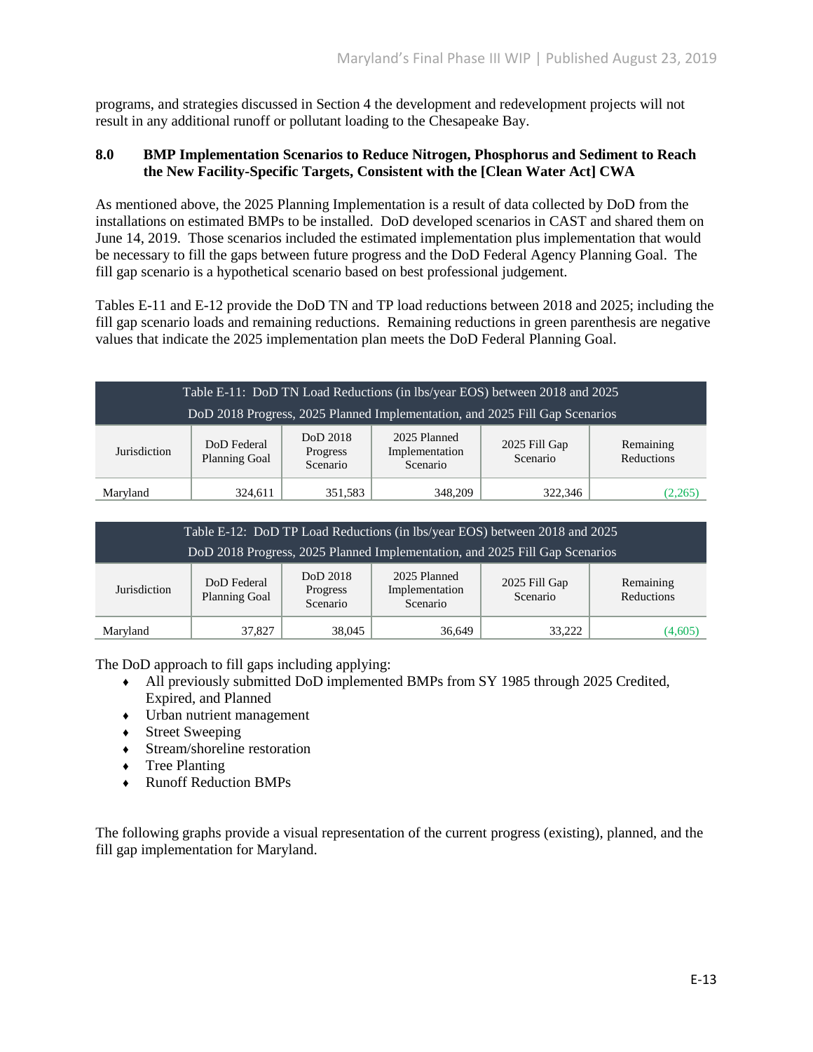programs, and strategies discussed in Section 4 the development and redevelopment projects will not result in any additional runoff or pollutant loading to the Chesapeake Bay.

## 8.0 BMP Implementation Scenarios to Reduce Nitrogen, Phosphorus and Sediment to Reach the New Facility-Specific Targets, Consistent with the [Clean Water Act] CWA

As mentioned above, the 2025 Planning Implementation is a result of data collected by DoD from the installations on estimated BMPs to be installed. DoD developed scenarios in CAST and shared them on June 14, 2019. Those scenarios included the estimated implementation plus implementation that would be necessary to fill the gaps between future progress and the DoD Federal Agency Planning Goal. The fill gap scenario is a hypothetical scenario based on best professional judgement.

Tables E-11 and E-12 provide the DoD TN and TP load reductions between 2018 and 2025; including the fill gap scenario loads and remaining reductions. Remaining reductions in green parenthesis are negative values that indicate the 2025 implementation plan meets the DoD Federal Planning Goal.

Table E-11: DoD TN Load Reductions (in lbs/year EOS) between 2018 and 2025
DoD 2018 Progress, 2025 Planned Implementation, and 2025 Fill Gap Scenarios

| Jurisdiction | DoD Federal Planning Goal | DoD 2018 Progress Scenario | 2025 Planned Implementation Scenario | 2025 Fill Gap Scenario | Remaining Reductions |
|---|---|---|---|---|---|
| Maryland | 324,611 | 351,583 | 348,209 | 322,346 | (2,265) |

Table E-12: DoD TP Load Reductions (in lbs/year EOS) between 2018 and 2025
DoD 2018 Progress, 2025 Planned Implementation, and 2025 Fill Gap Scenarios

| Jurisdiction | DoD Federal Planning Goal | DoD 2018 Progress Scenario | 2025 Planned Implementation Scenario | 2025 Fill Gap Scenario | Remaining Reductions |
|---|---|---|---|---|---|
| Maryland | 37,827 | 38,045 | 36,649 | 33,222 | (4,605) |

The DoD approach to fill gaps including applying:

- All previously submitted DoD implemented BMPs from SY 1985 through 2025 Credited, Expired, and Planned
- Urban nutrient management
- Street Sweeping
- Stream/shoreline restoration
- Tree Planting
- Runoff Reduction BMPs

The following graphs provide a visual representation of the current progress (existing), planned, and the fill gap implementation for Maryland.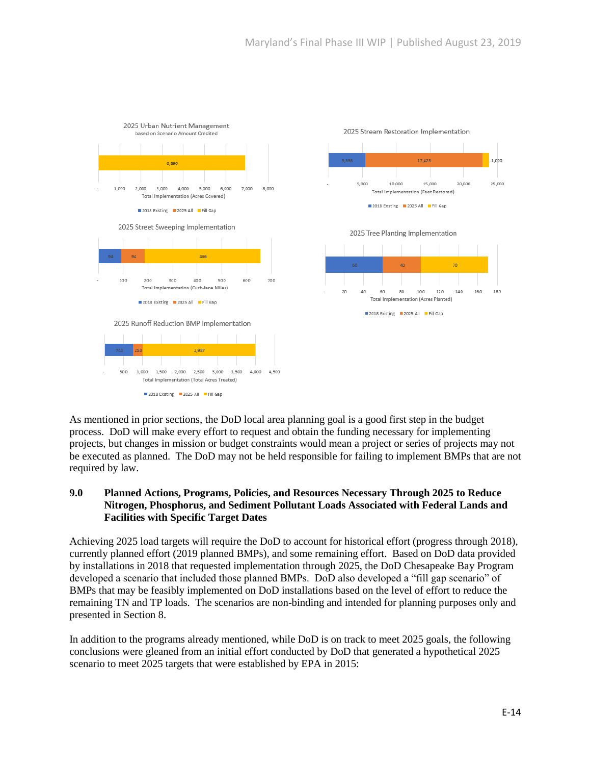**2025 Urban Nutrient Management**
based on Scenario Amount Credited

| 2018 Existing | 2025 All | Fill Gap |
|---|---|---|
| | | 6,896 |

Total Implementation (Acres Covered)

**2025 Stream Restoration Implementation**

| 2018 Existing | 2025 All | Fill Gap |
|---|---|---|
| 5,358 | 17,423 | 1,000 |

Total Implementation (Feet Restored)

**2025 Street Sweeping Implementation**

| 2018 Existing | 2025 All | Fill Gap |
|---|---|---|
| 94 | 94 | 466 |

Total Implementation (Curb-lane Miles)

**2025 Tree Planting Implementation**

| 2018 Existing | 2025 All | Fill Gap |
|---|---|---|
| 60 | 40 | 70 |

Total Implementation (Acres Planted)

**2025 Runoff Reduction BMP Implementation**

| 2018 Existing | 2025 All | Fill Gap |
|---|---|---|
| 743 | 253 | 2,987 |

Total Implementation (Total Acres Treated)

As mentioned in prior sections, the DoD local area planning goal is a good first step in the budget process. DoD will make every effort to request and obtain the funding necessary for implementing projects, but changes in mission or budget constraints would mean a project or series of projects may not be executed as planned. The DoD may not be held responsible for failing to implement BMPs that are not required by law.

## 9.0 Planned Actions, Programs, Policies, and Resources Necessary Through 2025 to Reduce Nitrogen, Phosphorus, and Sediment Pollutant Loads Associated with Federal Lands and Facilities with Specific Target Dates

Achieving 2025 load targets will require the DoD to account for historical effort (progress through 2018), currently planned effort (2019 planned BMPs), and some remaining effort. Based on DoD data provided by installations in 2018 that requested implementation through 2025, the DoD Chesapeake Bay Program developed a scenario that included those planned BMPs. DoD also developed a "fill gap scenario" of BMPs that may be feasibly implemented on DoD installations based on the level of effort to reduce the remaining TN and TP loads. The scenarios are non-binding and intended for planning purposes only and presented in Section 8.

In addition to the programs already mentioned, while DoD is on track to meet 2025 goals, the following conclusions were gleaned from an initial effort conducted by DoD that generated a hypothetical 2025 scenario to meet 2025 targets that were established by EPA in 2015: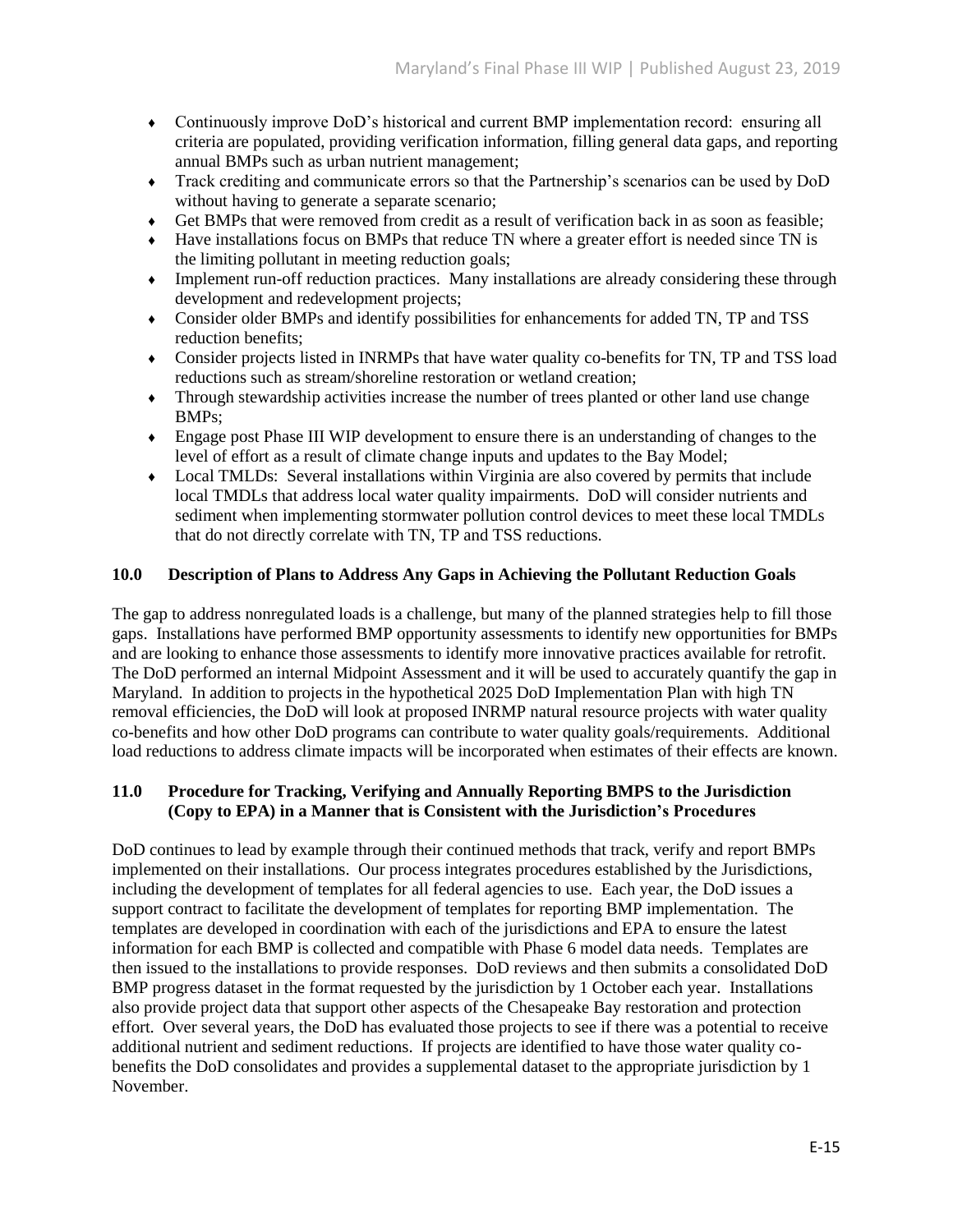- Continuously improve DoD's historical and current BMP implementation record: ensuring all criteria are populated, providing verification information, filling general data gaps, and reporting annual BMPs such as urban nutrient management;
- Track crediting and communicate errors so that the Partnership's scenarios can be used by DoD without having to generate a separate scenario;
- Get BMPs that were removed from credit as a result of verification back in as soon as feasible;
- Have installations focus on BMPs that reduce TN where a greater effort is needed since TN is the limiting pollutant in meeting reduction goals;
- Implement run-off reduction practices. Many installations are already considering these through development and redevelopment projects;
- Consider older BMPs and identify possibilities for enhancements for added TN, TP and TSS reduction benefits;
- Consider projects listed in INRMPs that have water quality co-benefits for TN, TP and TSS load reductions such as stream/shoreline restoration or wetland creation;
- Through stewardship activities increase the number of trees planted or other land use change BMPs;
- Engage post Phase III WIP development to ensure there is an understanding of changes to the level of effort as a result of climate change inputs and updates to the Bay Model;
- Local TMLDs: Several installations within Virginia are also covered by permits that include local TMDLs that address local water quality impairments. DoD will consider nutrients and sediment when implementing stormwater pollution control devices to meet these local TMDLs that do not directly correlate with TN, TP and TSS reductions.

### 10.0 Description of Plans to Address Any Gaps in Achieving the Pollutant Reduction Goals

The gap to address nonregulated loads is a challenge, but many of the planned strategies help to fill those gaps. Installations have performed BMP opportunity assessments to identify new opportunities for BMPs and are looking to enhance those assessments to identify more innovative practices available for retrofit. The DoD performed an internal Midpoint Assessment and it will be used to accurately quantify the gap in Maryland. In addition to projects in the hypothetical 2025 DoD Implementation Plan with high TN removal efficiencies, the DoD will look at proposed INRMP natural resource projects with water quality co-benefits and how other DoD programs can contribute to water quality goals/requirements. Additional load reductions to address climate impacts will be incorporated when estimates of their effects are known.

### 11.0 Procedure for Tracking, Verifying and Annually Reporting BMPS to the Jurisdiction (Copy to EPA) in a Manner that is Consistent with the Jurisdiction's Procedures

DoD continues to lead by example through their continued methods that track, verify and report BMPs implemented on their installations. Our process integrates procedures established by the Jurisdictions, including the development of templates for all federal agencies to use. Each year, the DoD issues a support contract to facilitate the development of templates for reporting BMP implementation. The templates are developed in coordination with each of the jurisdictions and EPA to ensure the latest information for each BMP is collected and compatible with Phase 6 model data needs. Templates are then issued to the installations to provide responses. DoD reviews and then submits a consolidated DoD BMP progress dataset in the format requested by the jurisdiction by 1 October each year. Installations also provide project data that support other aspects of the Chesapeake Bay restoration and protection effort. Over several years, the DoD has evaluated those projects to see if there was a potential to receive additional nutrient and sediment reductions. If projects are identified to have those water quality co-benefits the DoD consolidates and provides a supplemental dataset to the appropriate jurisdiction by 1 November.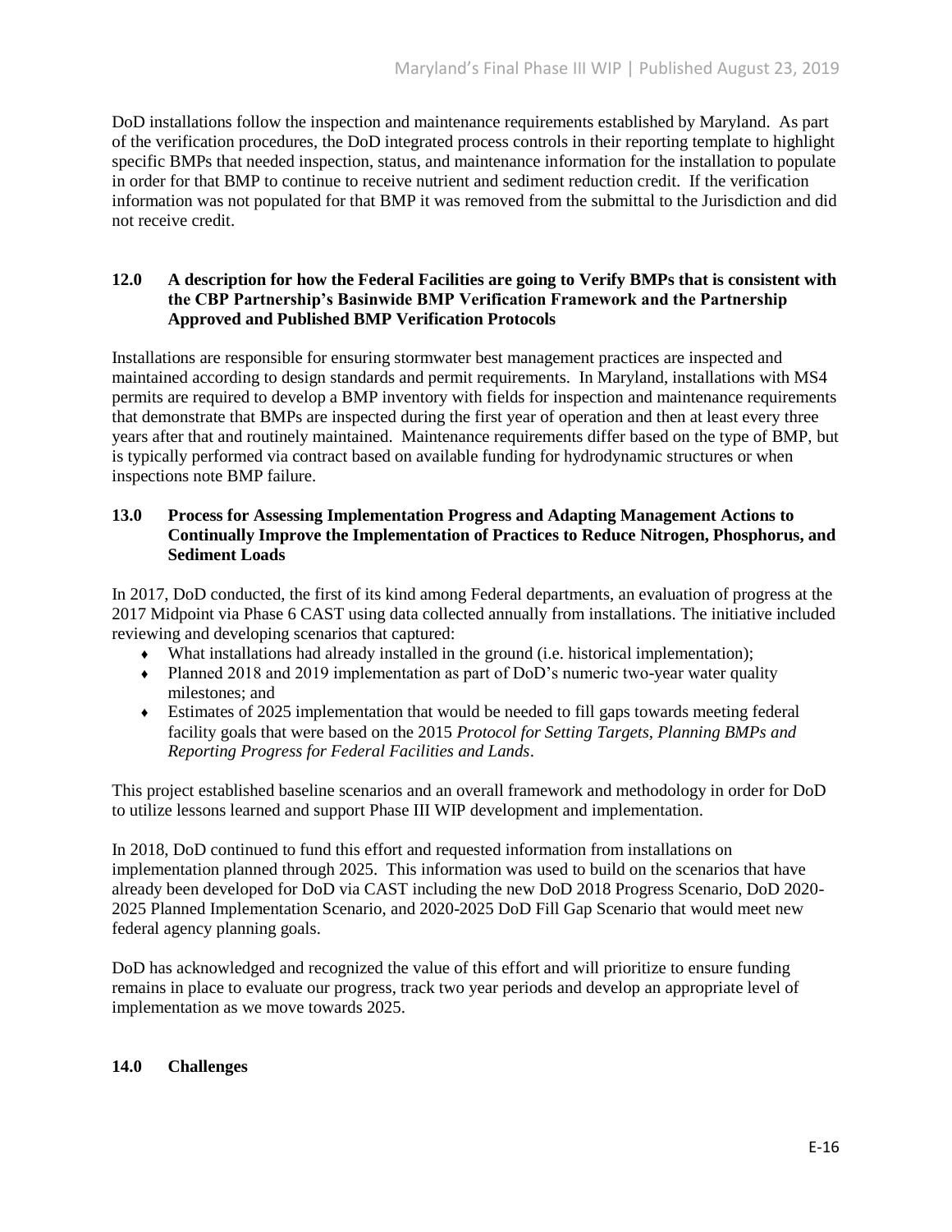DoD installations follow the inspection and maintenance requirements established by Maryland. As part of the verification procedures, the DoD integrated process controls in their reporting template to highlight specific BMPs that needed inspection, status, and maintenance information for the installation to populate in order for that BMP to continue to receive nutrient and sediment reduction credit. If the verification information was not populated for that BMP it was removed from the submittal to the Jurisdiction and did not receive credit.

## 12.0 A description for how the Federal Facilities are going to Verify BMPs that is consistent with the CBP Partnership's Basinwide BMP Verification Framework and the Partnership Approved and Published BMP Verification Protocols

Installations are responsible for ensuring stormwater best management practices are inspected and maintained according to design standards and permit requirements. In Maryland, installations with MS4 permits are required to develop a BMP inventory with fields for inspection and maintenance requirements that demonstrate that BMPs are inspected during the first year of operation and then at least every three years after that and routinely maintained. Maintenance requirements differ based on the type of BMP, but is typically performed via contract based on available funding for hydrodynamic structures or when inspections note BMP failure.

## 13.0 Process for Assessing Implementation Progress and Adapting Management Actions to Continually Improve the Implementation of Practices to Reduce Nitrogen, Phosphorus, and Sediment Loads

In 2017, DoD conducted, the first of its kind among Federal departments, an evaluation of progress at the 2017 Midpoint via Phase 6 CAST using data collected annually from installations. The initiative included reviewing and developing scenarios that captured:

- What installations had already installed in the ground (i.e. historical implementation);
- Planned 2018 and 2019 implementation as part of DoD's numeric two-year water quality milestones; and
- Estimates of 2025 implementation that would be needed to fill gaps towards meeting federal facility goals that were based on the 2015 *Protocol for Setting Targets, Planning BMPs and Reporting Progress for Federal Facilities and Lands*.

This project established baseline scenarios and an overall framework and methodology in order for DoD to utilize lessons learned and support Phase III WIP development and implementation.

In 2018, DoD continued to fund this effort and requested information from installations on implementation planned through 2025. This information was used to build on the scenarios that have already been developed for DoD via CAST including the new DoD 2018 Progress Scenario, DoD 2020-2025 Planned Implementation Scenario, and 2020-2025 DoD Fill Gap Scenario that would meet new federal agency planning goals.

DoD has acknowledged and recognized the value of this effort and will prioritize to ensure funding remains in place to evaluate our progress, track two year periods and develop an appropriate level of implementation as we move towards 2025.

## 14.0 Challenges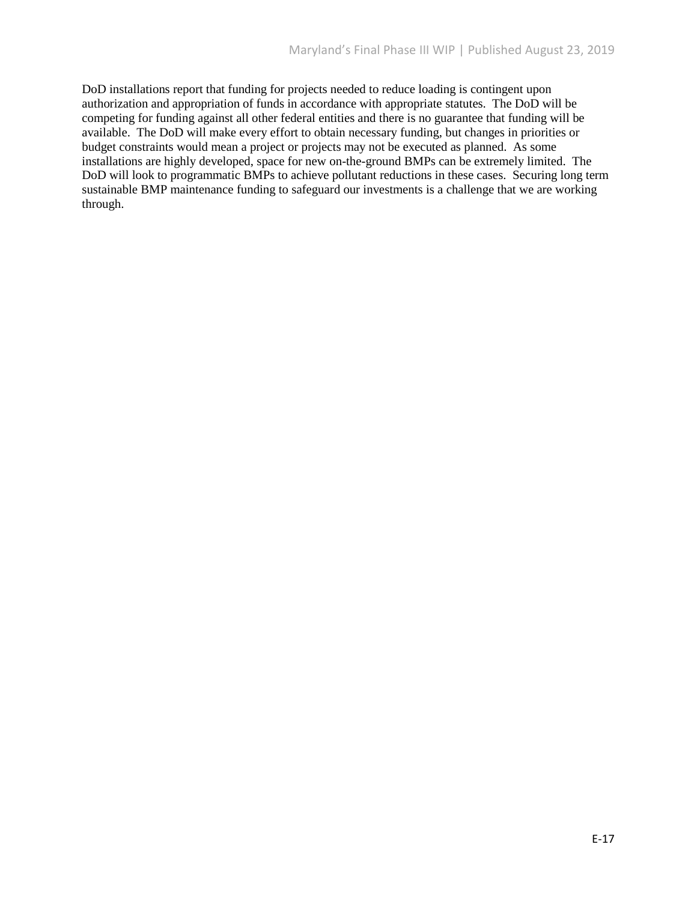DoD installations report that funding for projects needed to reduce loading is contingent upon authorization and appropriation of funds in accordance with appropriate statutes. The DoD will be competing for funding against all other federal entities and there is no guarantee that funding will be available. The DoD will make every effort to obtain necessary funding, but changes in priorities or budget constraints would mean a project or projects may not be executed as planned. As some installations are highly developed, space for new on-the-ground BMPs can be extremely limited. The DoD will look to programmatic BMPs to achieve pollutant reductions in these cases. Securing long term sustainable BMP maintenance funding to safeguard our investments is a challenge that we are working through.